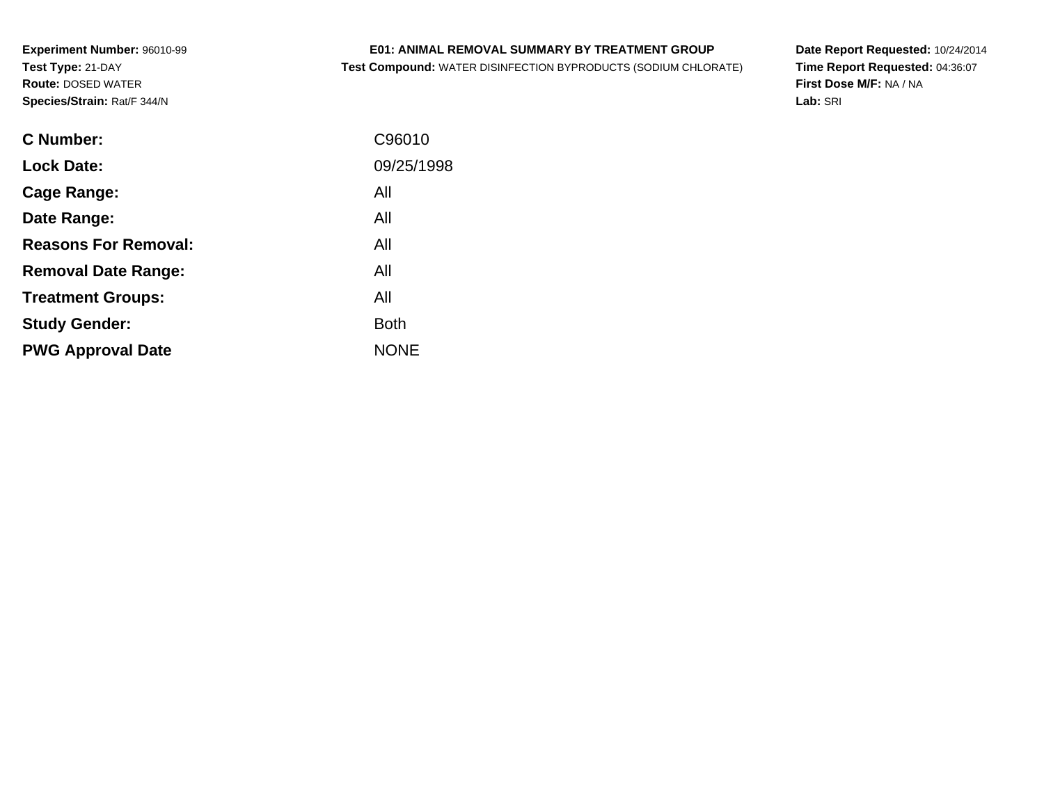**Experiment Number:** 96010-99
**Test Type:** 21-DAY
**Route:** DOSED WATER
**Species/Strain:** Rat/F 344/N

**E01: ANIMAL REMOVAL SUMMARY BY TREATMENT GROUP**
**Test Compound:** WATER DISINFECTION BYPRODUCTS (SODIUM CHLORATE)

**Date Report Requested:** 10/24/2014
**Time Report Requested:** 04:36:07
**First Dose M/F:** NA / NA
**Lab:** SRI

| | |
|---|---|
| **C Number:** | C96010 |
| **Lock Date:** | 09/25/1998 |
| **Cage Range:** | All |
| **Date Range:** | All |
| **Reasons For Removal:** | All |
| **Removal Date Range:** | All |
| **Treatment Groups:** | All |
| **Study Gender:** | Both |
| **PWG Approval Date** | NONE |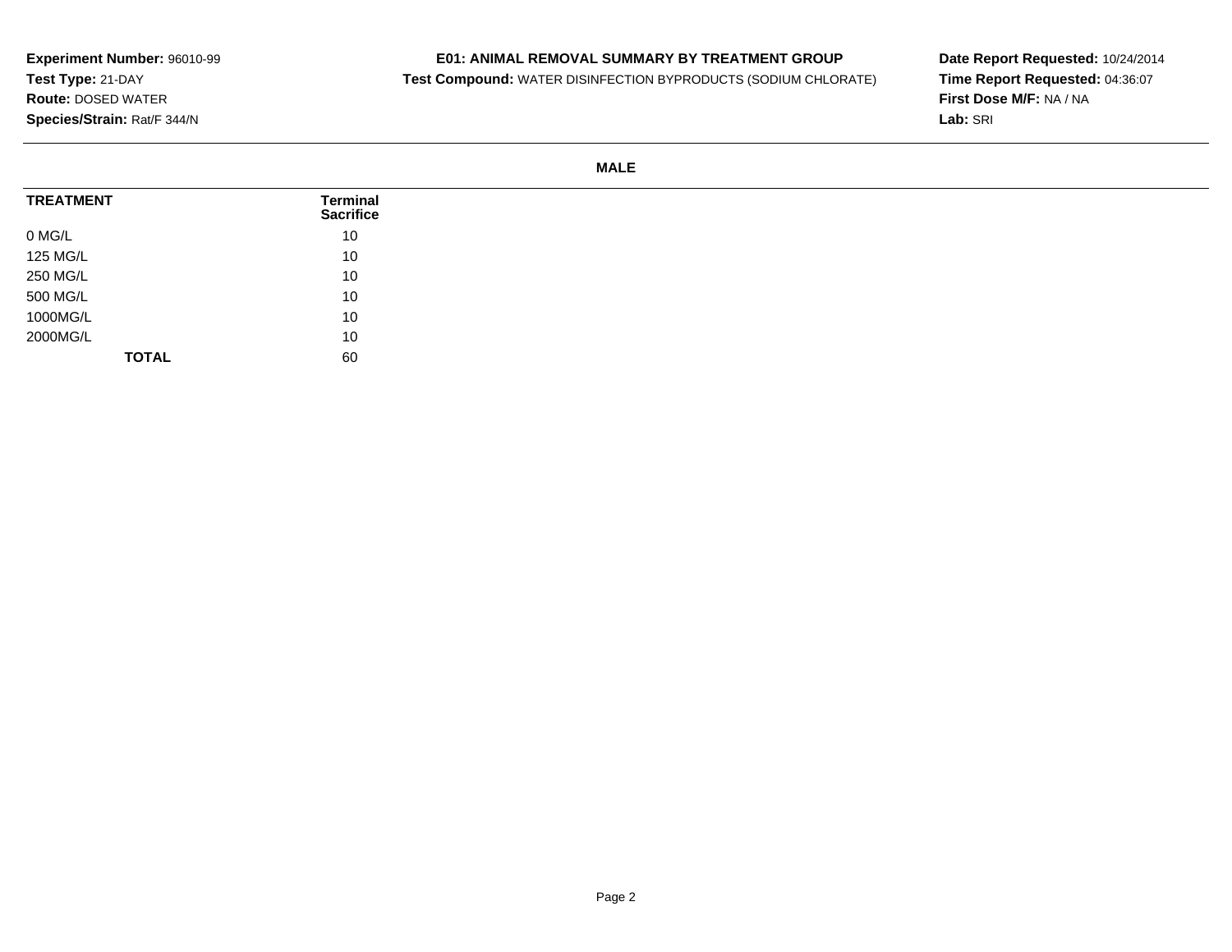**Experiment Number:** 96010-99
**Test Type:** 21-DAY
**Route:** DOSED WATER
**Species/Strain:** Rat/F 344/N

**E01: ANIMAL REMOVAL SUMMARY BY TREATMENT GROUP**
**Test Compound:** WATER DISINFECTION BYPRODUCTS (SODIUM CHLORATE)

**Date Report Requested:** 10/24/2014
**Time Report Requested:** 04:36:07
**First Dose M/F:** NA / NA
**Lab:** SRI

**MALE**

| TREATMENT | Terminal Sacrifice |
|---|---|
| 0 MG/L | 10 |
| 125 MG/L | 10 |
| 250 MG/L | 10 |
| 500 MG/L | 10 |
| 1000MG/L | 10 |
| 2000MG/L | 10 |
| **TOTAL** | 60 |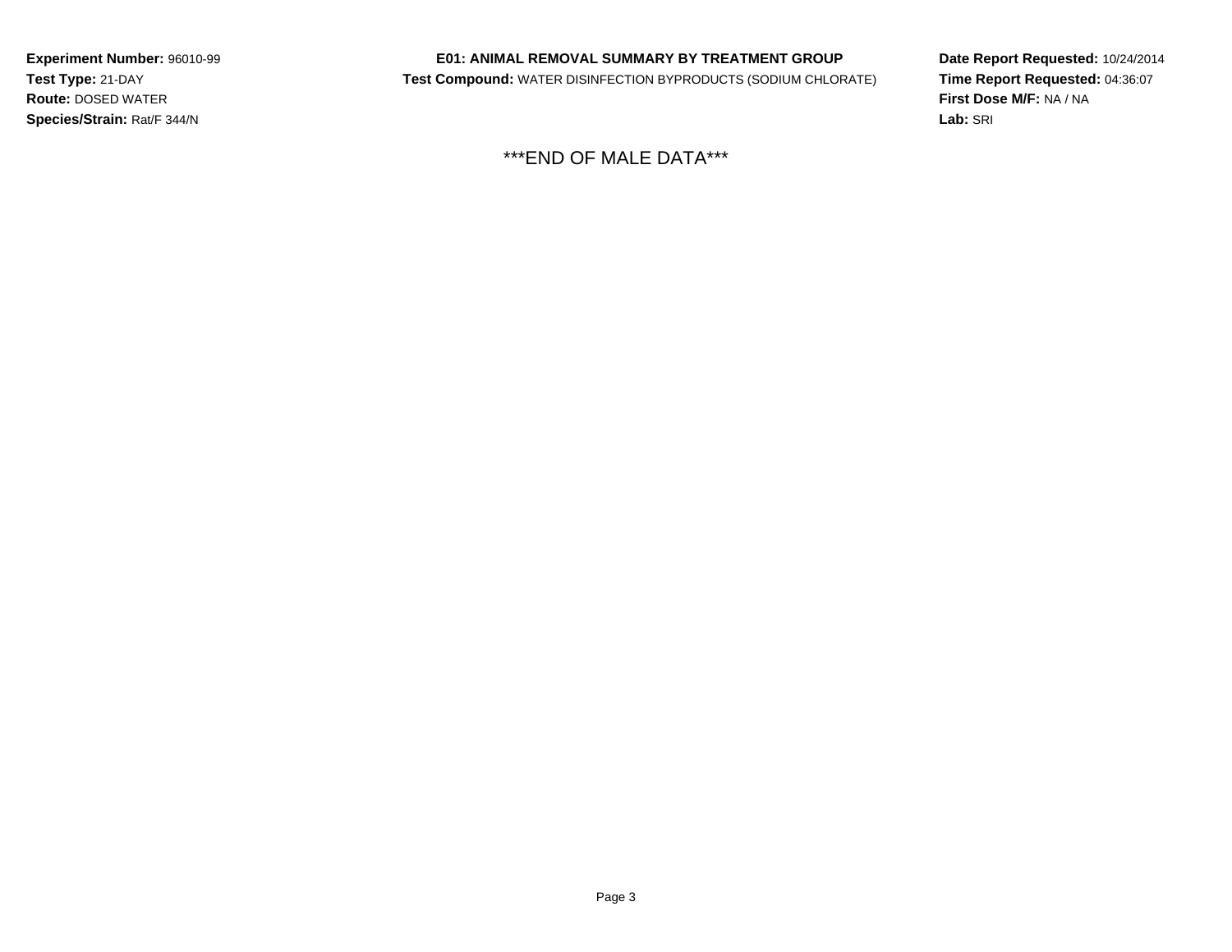**Experiment Number:** 96010-99
**Test Type:** 21-DAY
**Route:** DOSED WATER
**Species/Strain:** Rat/F 344/N

**E01: ANIMAL REMOVAL SUMMARY BY TREATMENT GROUP**
**Test Compound:** WATER DISINFECTION BYPRODUCTS (SODIUM CHLORATE)

**Date Report Requested:** 10/24/2014
**Time Report Requested:** 04:36:07
**First Dose M/F:** NA / NA
**Lab:** SRI

***END OF MALE DATA***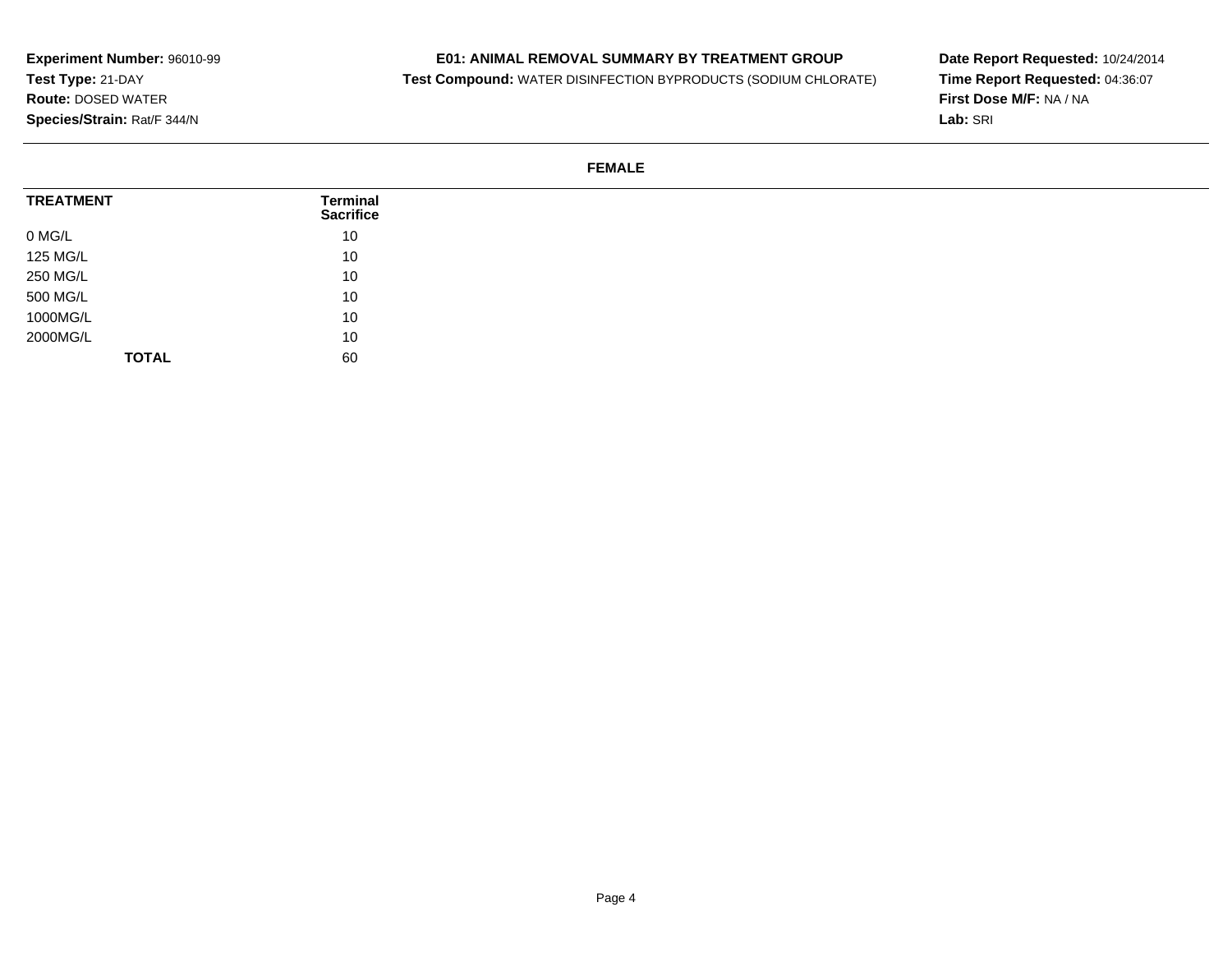**Experiment Number:** 96010-99
**Test Type:** 21-DAY
**Route:** DOSED WATER
**Species/Strain:** Rat/F 344/N

**E01: ANIMAL REMOVAL SUMMARY BY TREATMENT GROUP**
**Test Compound:** WATER DISINFECTION BYPRODUCTS (SODIUM CHLORATE)

**Date Report Requested:** 10/24/2014
**Time Report Requested:** 04:36:07
**First Dose M/F:** NA / NA
**Lab:** SRI

**FEMALE**

| TREATMENT | Terminal Sacrifice |
|---|---|
| 0 MG/L | 10 |
| 125 MG/L | 10 |
| 250 MG/L | 10 |
| 500 MG/L | 10 |
| 1000MG/L | 10 |
| 2000MG/L | 10 |
| **TOTAL** | 60 |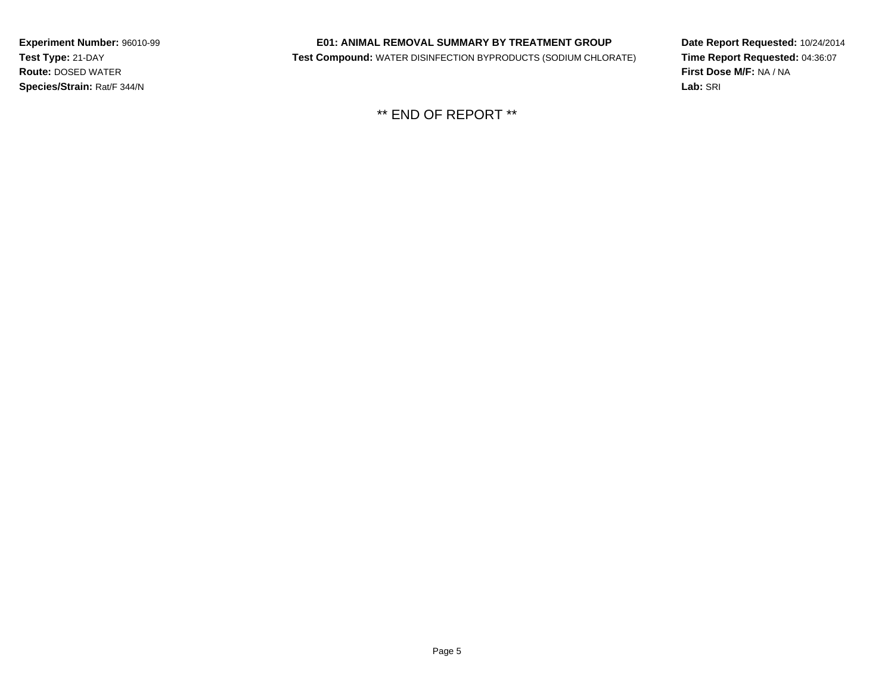**Experiment Number:** 96010-99
**Test Type:** 21-DAY
**Route:** DOSED WATER
**Species/Strain:** Rat/F 344/N

**E01: ANIMAL REMOVAL SUMMARY BY TREATMENT GROUP**
**Test Compound:** WATER DISINFECTION BYPRODUCTS (SODIUM CHLORATE)

**Date Report Requested:** 10/24/2014
**Time Report Requested:** 04:36:07
**First Dose M/F:** NA / NA
**Lab:** SRI

** END OF REPORT **